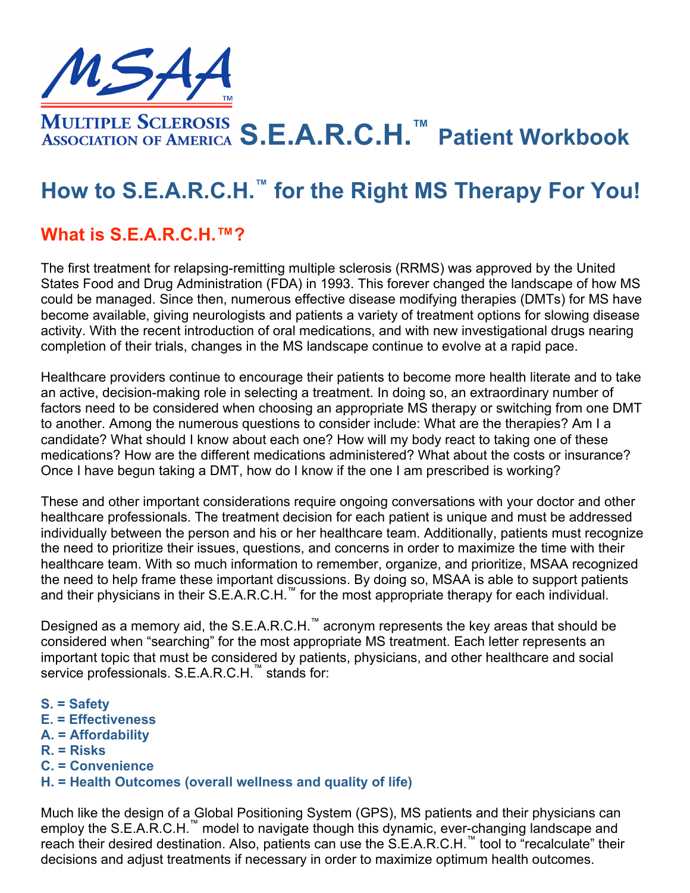# MSAA Multiple Sclerosis Association of America S.E.A.R.C.H.™ Patient Workbook

# How to S.E.A.R.C.H.™ for the Right MS Therapy For You!

## What is S.E.A.R.C.H.™?

The first treatment for relapsing-remitting multiple sclerosis (RRMS) was approved by the United States Food and Drug Administration (FDA) in 1993. This forever changed the landscape of how MS could be managed. Since then, numerous effective disease modifying therapies (DMTs) for MS have become available, giving neurologists and patients a variety of treatment options for slowing disease activity. With the recent introduction of oral medications, and with new investigational drugs nearing completion of their trials, changes in the MS landscape continue to evolve at a rapid pace.

Healthcare providers continue to encourage their patients to become more health literate and to take an active, decision-making role in selecting a treatment. In doing so, an extraordinary number of factors need to be considered when choosing an appropriate MS therapy or switching from one DMT to another. Among the numerous questions to consider include: What are the therapies? Am I a candidate? What should I know about each one? How will my body react to taking one of these medications? How are the different medications administered? What about the costs or insurance? Once I have begun taking a DMT, how do I know if the one I am prescribed is working?

These and other important considerations require ongoing conversations with your doctor and other healthcare professionals. The treatment decision for each patient is unique and must be addressed individually between the person and his or her healthcare team. Additionally, patients must recognize the need to prioritize their issues, questions, and concerns in order to maximize the time with their healthcare team. With so much information to remember, organize, and prioritize, MSAA recognized the need to help frame these important discussions. By doing so, MSAA is able to support patients and their physicians in their S.E.A.R.C.H.™ for the most appropriate therapy for each individual.

Designed as a memory aid, the S.E.A.R.C.H.™ acronym represents the key areas that should be considered when "searching" for the most appropriate MS treatment. Each letter represents an important topic that must be considered by patients, physicians, and other healthcare and social service professionals. S.E.A.R.C.H.™ stands for:

**S. = Safety**
**E. = Effectiveness**
**A. = Affordability**
**R. = Risks**
**C. = Convenience**
**H. = Health Outcomes (overall wellness and quality of life)**

Much like the design of a Global Positioning System (GPS), MS patients and their physicians can employ the S.E.A.R.C.H.™ model to navigate though this dynamic, ever-changing landscape and reach their desired destination. Also, patients can use the S.E.A.R.C.H.™ tool to "recalculate" their decisions and adjust treatments if necessary in order to maximize optimum health outcomes.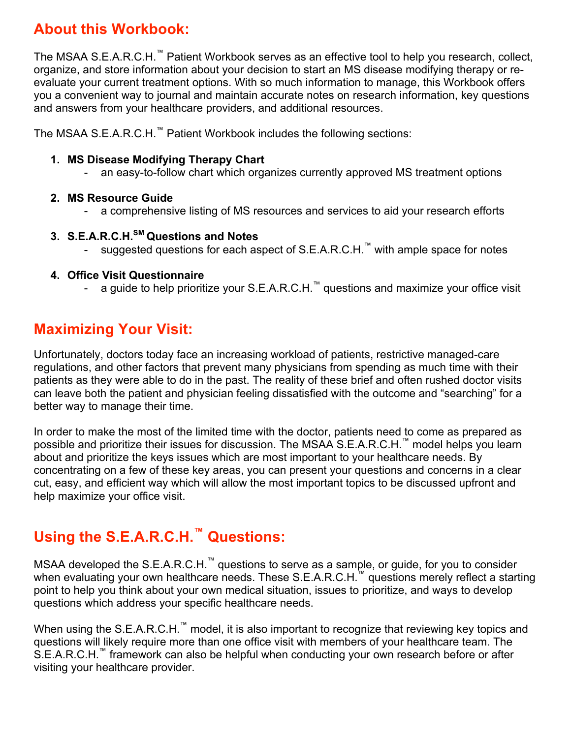## About this Workbook:

The MSAA S.E.A.R.C.H.™ Patient Workbook serves as an effective tool to help you research, collect, organize, and store information about your decision to start an MS disease modifying therapy or re-evaluate your current treatment options. With so much information to manage, this Workbook offers you a convenient way to journal and maintain accurate notes on research information, key questions and answers from your healthcare providers, and additional resources.

The MSAA S.E.A.R.C.H.™ Patient Workbook includes the following sections:

1. **MS Disease Modifying Therapy Chart**
   - an easy-to-follow chart which organizes currently approved MS treatment options
2. **MS Resource Guide**
   - a comprehensive listing of MS resources and services to aid your research efforts
3. **S.E.A.R.C.H.SM Questions and Notes**
   - suggested questions for each aspect of S.E.A.R.C.H.™ with ample space for notes
4. **Office Visit Questionnaire**
   - a guide to help prioritize your S.E.A.R.C.H.™ questions and maximize your office visit

## Maximizing Your Visit:

Unfortunately, doctors today face an increasing workload of patients, restrictive managed-care regulations, and other factors that prevent many physicians from spending as much time with their patients as they were able to do in the past. The reality of these brief and often rushed doctor visits can leave both the patient and physician feeling dissatisfied with the outcome and "searching" for a better way to manage their time.

In order to make the most of the limited time with the doctor, patients need to come as prepared as possible and prioritize their issues for discussion. The MSAA S.E.A.R.C.H.™ model helps you learn about and prioritize the keys issues which are most important to your healthcare needs. By concentrating on a few of these key areas, you can present your questions and concerns in a clear cut, easy, and efficient way which will allow the most important topics to be discussed upfront and help maximize your office visit.

## Using the S.E.A.R.C.H.™ Questions:

MSAA developed the S.E.A.R.C.H.™ questions to serve as a sample, or guide, for you to consider when evaluating your own healthcare needs. These S.E.A.R.C.H.™ questions merely reflect a starting point to help you think about your own medical situation, issues to prioritize, and ways to develop questions which address your specific healthcare needs.

When using the S.E.A.R.C.H.™ model, it is also important to recognize that reviewing key topics and questions will likely require more than one office visit with members of your healthcare team. The S.E.A.R.C.H.™ framework can also be helpful when conducting your own research before or after visiting your healthcare provider.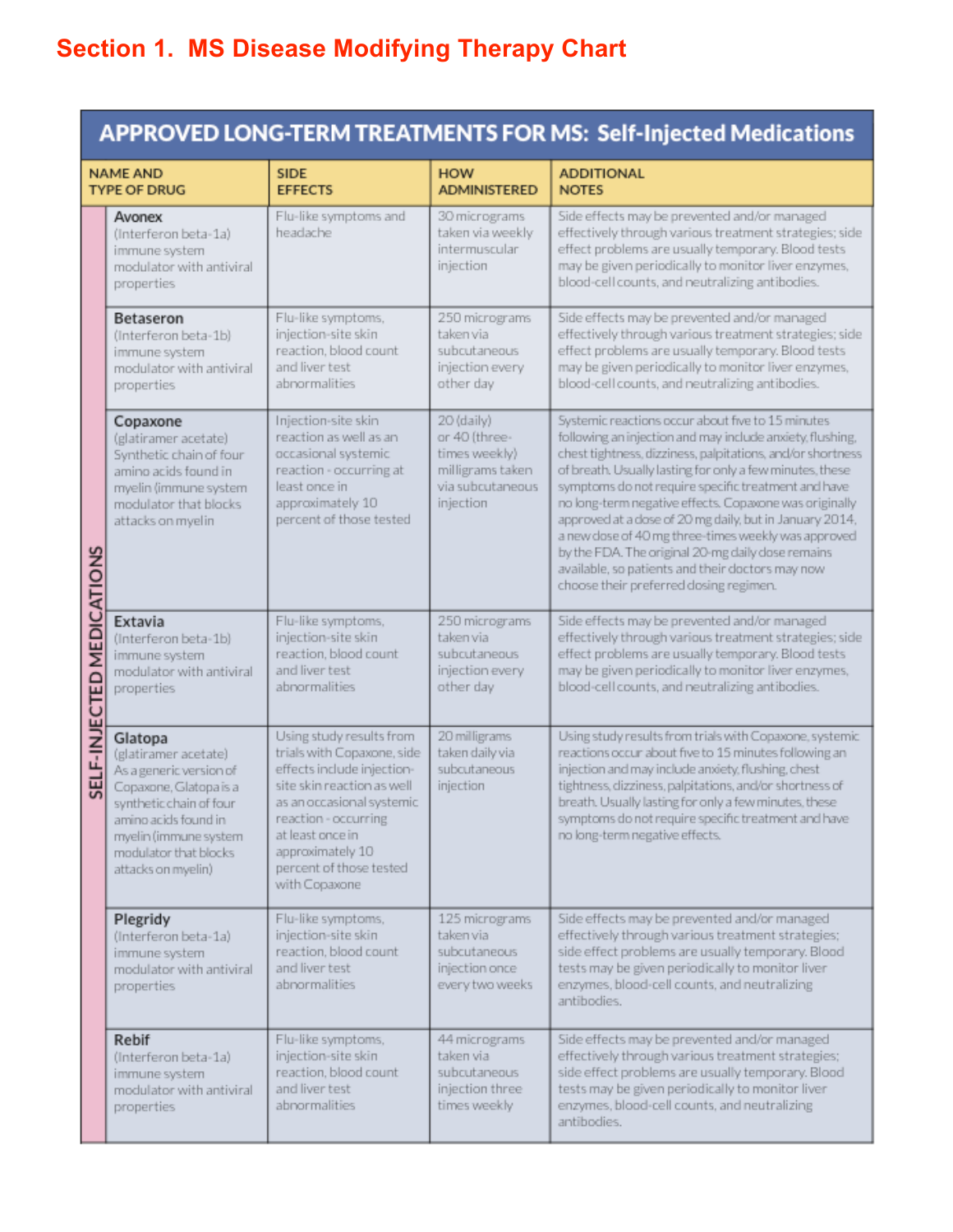## Section 1. MS Disease Modifying Therapy Chart

| APPROVED LONG-TERM TREATMENTS FOR MS: Self-Injected Medications | | | | |
|---|---|---|---|---|
| | NAME AND TYPE OF DRUG | SIDE EFFECTS | HOW ADMINISTERED | ADDITIONAL NOTES |
| SELF-INJECTED MEDICATIONS | **Avonex** (Interferon beta-1a) immune system modulator with antiviral properties | Flu-like symptoms and headache | 30 micrograms taken via weekly intermuscular injection | Side effects may be prevented and/or managed effectively through various treatment strategies; side effect problems are usually temporary. Blood tests may be given periodically to monitor liver enzymes, blood-cell counts, and neutralizing antibodies. |
| | **Betaseron** (Interferon beta-1b) immune system modulator with antiviral properties | Flu-like symptoms, injection-site skin reaction, blood count and liver test abnormalities | 250 micrograms taken via subcutaneous injection every other day | Side effects may be prevented and/or managed effectively through various treatment strategies; side effect problems are usually temporary. Blood tests may be given periodically to monitor liver enzymes, blood-cell counts, and neutralizing antibodies. |
| | **Copaxone** (glatiramer acetate) Synthetic chain of four amino acids found in myelin (immune system modulator that blocks attacks on myelin | Injection-site skin reaction as well as an occasional systemic reaction - occurring at least once in approximately 10 percent of those tested | 20 (daily) or 40 (three-times weekly) milligrams taken via subcutaneous injection | Systemic reactions occur about five to 15 minutes following an injection and may include anxiety, flushing, chest tightness, dizziness, palpitations, and/or shortness of breath. Usually lasting for only a few minutes, these symptoms do not require specific treatment and have no long-term negative effects. Copaxone was originally approved at a dose of 20 mg daily, but in January 2014, a new dose of 40 mg three-times weekly was approved by the FDA. The original 20-mg daily dose remains available, so patients and their doctors may now choose their preferred dosing regimen. |
| | **Extavia** (Interferon beta-1b) immune system modulator with antiviral properties | Flu-like symptoms, injection-site skin reaction, blood count and liver test abnormalities | 250 micrograms taken via subcutaneous injection every other day | Side effects may be prevented and/or managed effectively through various treatment strategies; side effect problems are usually temporary. Blood tests may be given periodically to monitor liver enzymes, blood-cell counts, and neutralizing antibodies. |
| | **Glatopa** (glatiramer acetate) As a generic version of Copaxone, Glatopa is a synthetic chain of four amino acids found in myelin (immune system modulator that blocks attacks on myelin) | Using study results from trials with Copaxone, side effects include injection-site skin reaction as well as an occasional systemic reaction - occurring at least once in approximately 10 percent of those tested with Copaxone | 20 milligrams taken daily via subcutaneous injection | Using study results from trials with Copaxone, systemic reactions occur about five to 15 minutes following an injection and may include anxiety, flushing, chest tightness, dizziness, palpitations, and/or shortness of breath. Usually lasting for only a few minutes, these symptoms do not require specific treatment and have no long-term negative effects. |
| | **Plegridy** (Interferon beta-1a) immune system modulator with antiviral properties | Flu-like symptoms, injection-site skin reaction, blood count and liver test abnormalities | 125 micrograms taken via subcutaneous injection once every two weeks | Side effects may be prevented and/or managed effectively through various treatment strategies; side effect problems are usually temporary. Blood tests may be given periodically to monitor liver enzymes, blood-cell counts, and neutralizing antibodies. |
| | **Rebif** (Interferon beta-1a) immune system modulator with antiviral properties | Flu-like symptoms, injection-site skin reaction, blood count and liver test abnormalities | 44 micrograms taken via subcutaneous injection three times weekly | Side effects may be prevented and/or managed effectively through various treatment strategies; side effect problems are usually temporary. Blood tests may be given periodically to monitor liver enzymes, blood-cell counts, and neutralizing antibodies. |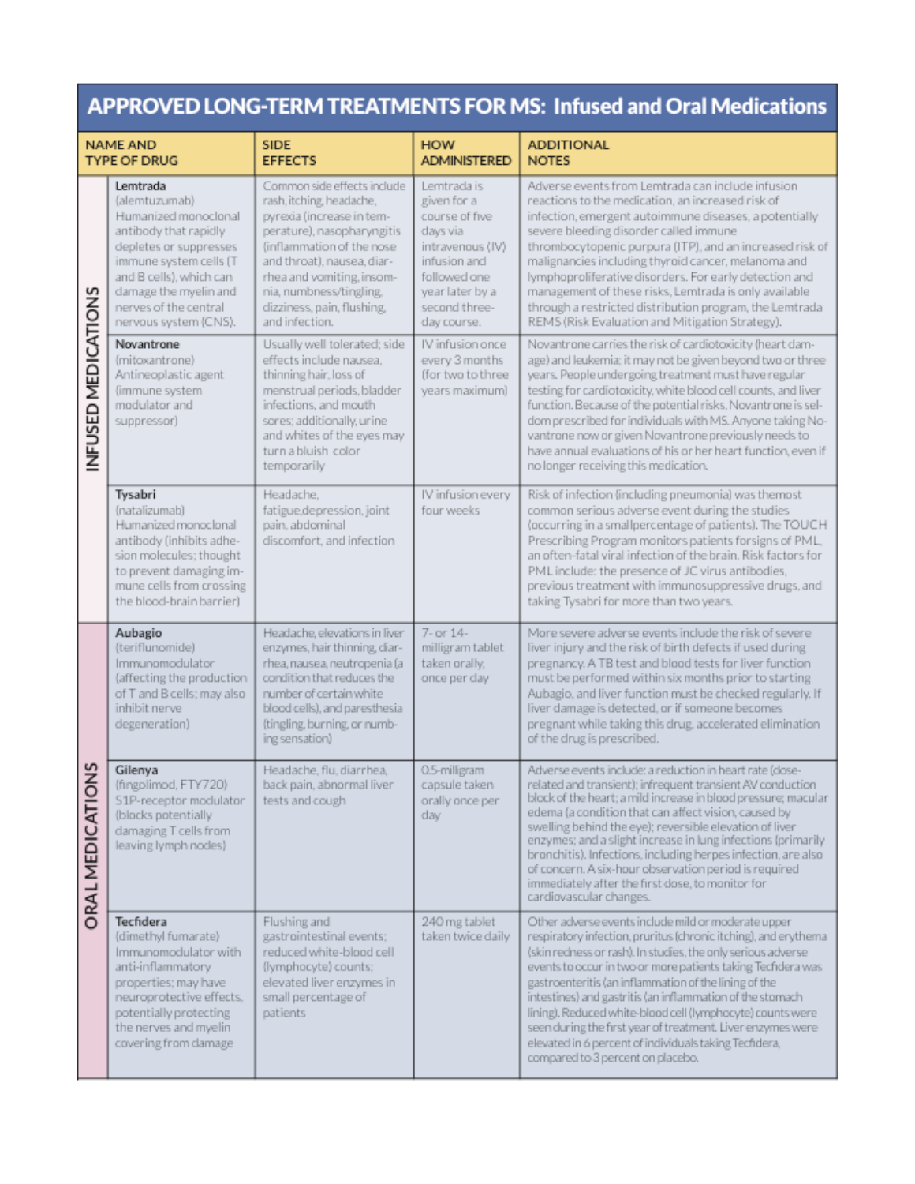## APPROVED LONG-TERM TREATMENTS FOR MS: Infused and Oral Medications

| | NAME AND TYPE OF DRUG | SIDE EFFECTS | HOW ADMINISTERED | ADDITIONAL NOTES |
|---|---|---|---|---|
| INFUSED MEDICATIONS | **Lemtrada** (alemtuzumab) Humanized monoclonal antibody that rapidly depletes or suppresses immune system cells (T and B cells), which can damage the myelin and nerves of the central nervous system (CNS). | Common side effects include rash, itching, headache, pyrexia (increase in temperature), nasopharyngitis (inflammation of the nose and throat), nausea, diarrhea and vomiting, insomnia, numbness/tingling, dizziness, pain, flushing, and infection. | Lemtrada is given for a course of five days via intravenous (IV) infusion and followed one year later by a second three-day course. | Adverse events from Lemtrada can include infusion reactions to the medication, an increased risk of infection, emergent autoimmune diseases, a potentially severe bleeding disorder called immune thrombocytopenic purpura (ITP), and an increased risk of malignancies including thyroid cancer, melanoma and lymphoproliferative disorders. For early detection and management of these risks, Lemtrada is only available through a restricted distribution program, the Lemtrada REMS (Risk Evaluation and Mitigation Strategy). |
| | **Novantrone** (mitoxantrone) Antineoplastic agent (immune system modulator and suppressor) | Usually well tolerated; side effects include nausea, thinning hair, loss of menstrual periods, bladder infections, and mouth sores; additionally, urine and whites of the eyes may turn a bluish color temporarily | IV infusion once every 3 months (for two to three years maximum) | Novantrone carries the risk of cardiotoxicity (heart damage) and leukemia; it may not be given beyond two or three years. People undergoing treatment must have regular testing for cardiotoxicity, white blood cell counts, and liver function. Because of the potential risks, Novantrone is seldom prescribed for individuals with MS. Anyone taking Novantrone now or given Novantrone previously needs to have annual evaluations of his or her heart function, even if no longer receiving this medication. |
| | **Tysabri** (natalizumab) Humanized monoclonal antibody (inhibits adhesion molecules; thought to prevent damaging immune cells from crossing the blood-brain barrier) | Headache, fatigue,depression, joint pain, abdominal discomfort, and infection | IV infusion every four weeks | Risk of infection (including pneumonia) was themost common serious adverse event during the studies (occurring in a smallpercentage of patients). The TOUCH Prescribing Program monitors patients forsigns of PML, an often-fatal viral infection of the brain. Risk factors for PML include: the presence of JC virus antibodies, previous treatment with immunosuppressive drugs, and taking Tysabri for more than two years. |
| ORAL MEDICATIONS | **Aubagio** (teriflunomide) Immunomodulator (affecting the production of T and B cells; may also inhibit nerve degeneration) | Headache, elevations in liver enzymes, hair thinning, diarrhea, nausea, neutropenia (a condition that reduces the number of certain white blood cells), and paresthesia (tingling, burning, or numbing sensation) | 7- or 14-milligram tablet taken orally, once per day | More severe adverse events include the risk of severe liver injury and the risk of birth defects if used during pregnancy. A TB test and blood tests for liver function must be performed within six months prior to starting Aubagio, and liver function must be checked regularly. If liver damage is detected, or if someone becomes pregnant while taking this drug, accelerated elimination of the drug is prescribed. |
| | **Gilenya** (fingolimod, FTY720) S1P-receptor modulator (blocks potentially damaging T cells from leaving lymph nodes) | Headache, flu, diarrhea, back pain, abnormal liver tests and cough | 0.5-milligram capsule taken orally once per day | Adverse events include: a reduction in heart rate (dose-related and transient); infrequent transient AV conduction block of the heart; a mild increase in blood pressure; macular edema (a condition that can affect vision, caused by swelling behind the eye); reversible elevation of liver enzymes; and a slight increase in lung infections (primarily bronchitis). Infections, including herpes infection, are also of concern. A six-hour observation period is required immediately after the first dose, to monitor for cardiovascular changes. |
| | **Tecfidera** (dimethyl fumarate) Immunomodulator with anti-inflammatory properties; may have neuroprotective effects, potentially protecting the nerves and myelin covering from damage | Flushing and gastrointestinal events; reduced white-blood cell (lymphocyte) counts; elevated liver enzymes in small percentage of patients | 240 mg tablet taken twice daily | Other adverse events include mild or moderate upper respiratory infection, pruritus (chronic itching), and erythema (skin redness or rash). In studies, the only serious adverse events to occur in two or more patients taking Tecfidera was gastroenteritis (an inflammation of the lining of the intestines) and gastritis (an inflammation of the stomach lining). Reduced white-blood cell (lymphocyte) counts were seen during the first year of treatment. Liver enzymes were elevated in 6 percent of individuals taking Tecfidera, compared to 3 percent on placebo. |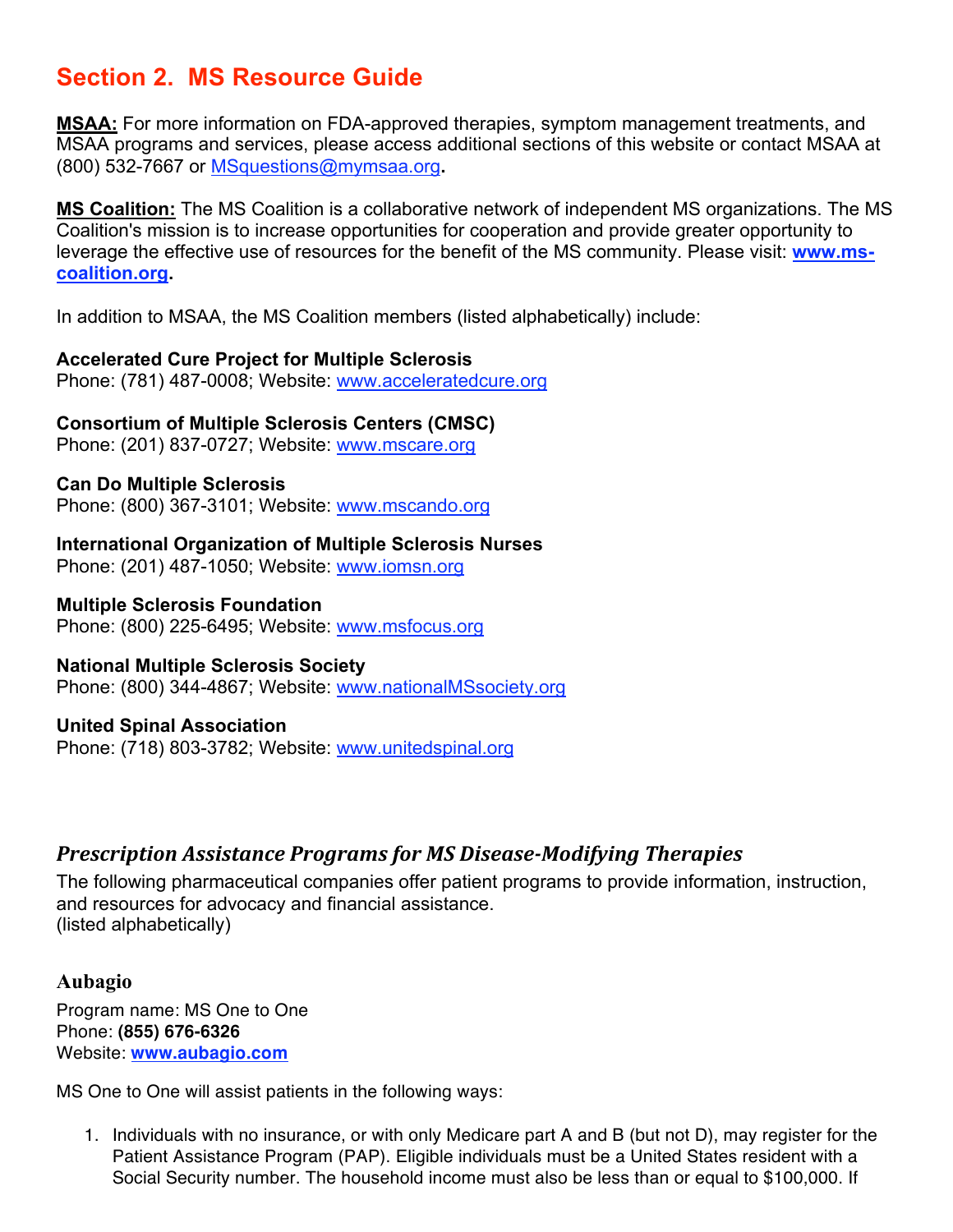## Section 2. MS Resource Guide

**MSAA:** For more information on FDA-approved therapies, symptom management treatments, and MSAA programs and services, please access additional sections of this website or contact MSAA at (800) 532-7667 or MSquestions@mymsaa.org.

**MS Coalition:** The MS Coalition is a collaborative network of independent MS organizations. The MS Coalition's mission is to increase opportunities for cooperation and provide greater opportunity to leverage the effective use of resources for the benefit of the MS community. Please visit: **www.ms-coalition.org**.

In addition to MSAA, the MS Coalition members (listed alphabetically) include:

**Accelerated Cure Project for Multiple Sclerosis**
Phone: (781) 487-0008; Website: www.acceleratedcure.org

**Consortium of Multiple Sclerosis Centers (CMSC)**
Phone: (201) 837-0727; Website: www.mscare.org

**Can Do Multiple Sclerosis**
Phone: (800) 367-3101; Website: www.mscando.org

**International Organization of Multiple Sclerosis Nurses**
Phone: (201) 487-1050; Website: www.iomsn.org

**Multiple Sclerosis Foundation**
Phone: (800) 225-6495; Website: www.msfocus.org

**National Multiple Sclerosis Society**
Phone: (800) 344-4867; Website: www.nationalMSsociety.org

**United Spinal Association**
Phone: (718) 803-3782; Website: www.unitedspinal.org

### *Prescription Assistance Programs for MS Disease-Modifying Therapies*

The following pharmaceutical companies offer patient programs to provide information, instruction, and resources for advocacy and financial assistance.
(listed alphabetically)

#### Aubagio

Program name: MS One to One
Phone: **(855) 676-6326**
Website: **www.aubagio.com**

MS One to One will assist patients in the following ways:

1. Individuals with no insurance, or with only Medicare part A and B (but not D), may register for the Patient Assistance Program (PAP). Eligible individuals must be a United States resident with a Social Security number. The household income must also be less than or equal to $100,000. If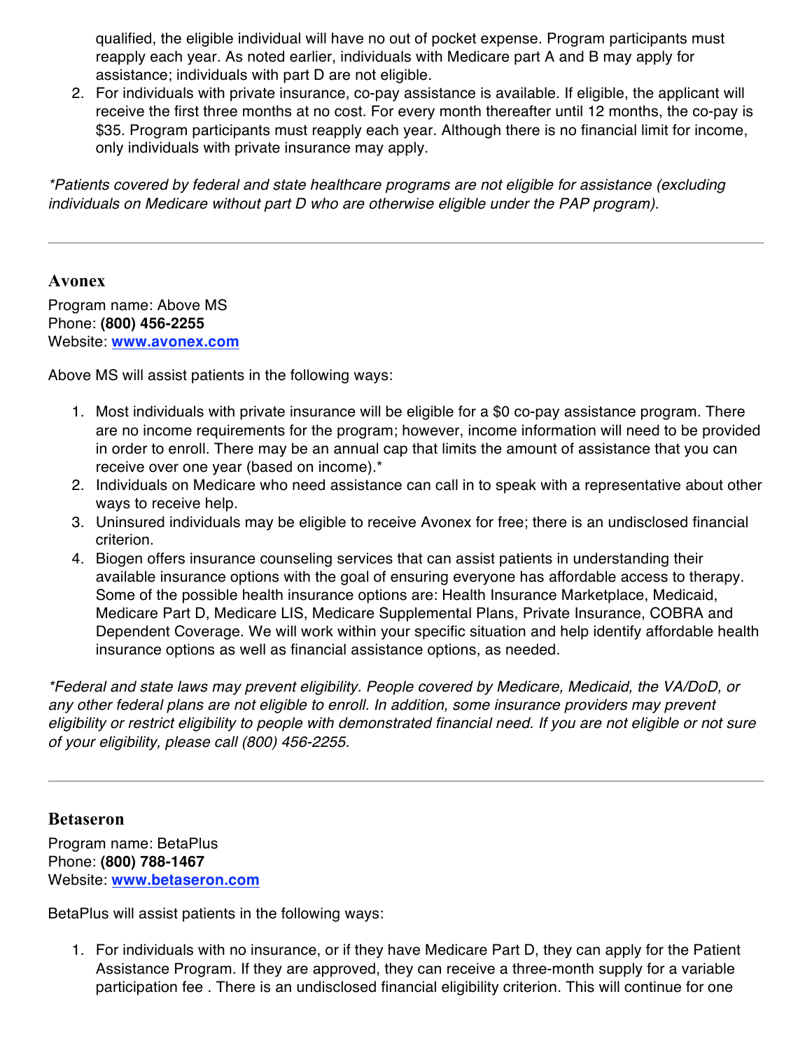qualified, the eligible individual will have no out of pocket expense. Program participants must reapply each year. As noted earlier, individuals with Medicare part A and B may apply for assistance; individuals with part D are not eligible.

2. For individuals with private insurance, co-pay assistance is available. If eligible, the applicant will receive the first three months at no cost. For every month thereafter until 12 months, the co-pay is $35. Program participants must reapply each year. Although there is no financial limit for income, only individuals with private insurance may apply.

*\*Patients covered by federal and state healthcare programs are not eligible for assistance (excluding individuals on Medicare without part D who are otherwise eligible under the PAP program).*

---

### Avonex

Program name: Above MS
Phone: **(800) 456-2255**
Website: **[www.avonex.com](http://www.avonex.com)**

Above MS will assist patients in the following ways:

1. Most individuals with private insurance will be eligible for a $0 co-pay assistance program. There are no income requirements for the program; however, income information will need to be provided in order to enroll. There may be an annual cap that limits the amount of assistance that you can receive over one year (based on income).*
2. Individuals on Medicare who need assistance can call in to speak with a representative about other ways to receive help.
3. Uninsured individuals may be eligible to receive Avonex for free; there is an undisclosed financial criterion.
4. Biogen offers insurance counseling services that can assist patients in understanding their available insurance options with the goal of ensuring everyone has affordable access to therapy. Some of the possible health insurance options are: Health Insurance Marketplace, Medicaid, Medicare Part D, Medicare LIS, Medicare Supplemental Plans, Private Insurance, COBRA and Dependent Coverage. We will work within your specific situation and help identify affordable health insurance options as well as financial assistance options, as needed.

*\*Federal and state laws may prevent eligibility. People covered by Medicare, Medicaid, the VA/DoD, or any other federal plans are not eligible to enroll. In addition, some insurance providers may prevent eligibility or restrict eligibility to people with demonstrated financial need. If you are not eligible or not sure of your eligibility, please call (800) 456-2255.*

---

### Betaseron

Program name: BetaPlus
Phone: **(800) 788-1467**
Website: **[www.betaseron.com](http://www.betaseron.com)**

BetaPlus will assist patients in the following ways:

1. For individuals with no insurance, or if they have Medicare Part D, they can apply for the Patient Assistance Program. If they are approved, they can receive a three-month supply for a variable participation fee . There is an undisclosed financial eligibility criterion. This will continue for one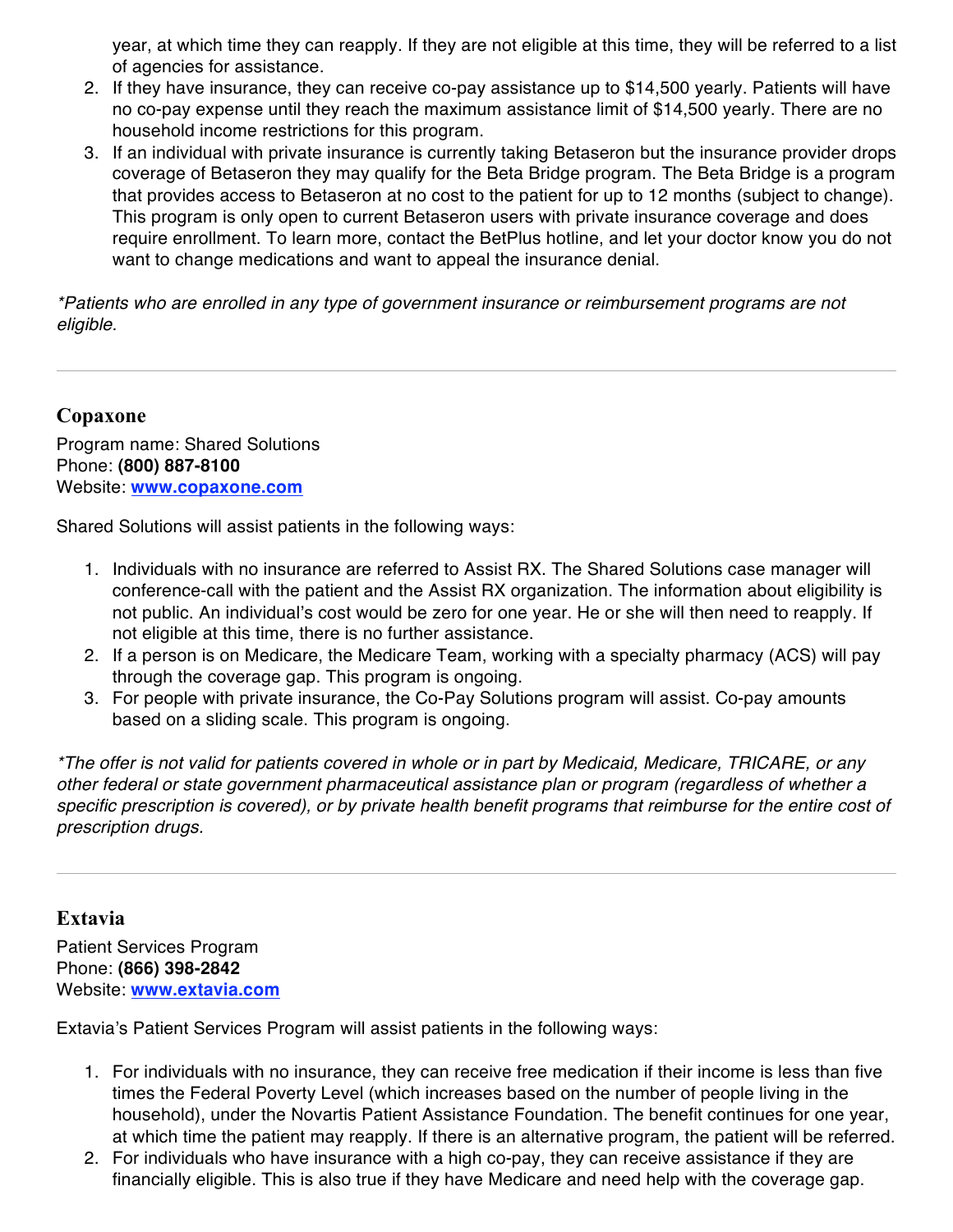year, at which time they can reapply. If they are not eligible at this time, they will be referred to a list of agencies for assistance.

2. If they have insurance, they can receive co-pay assistance up to $14,500 yearly. Patients will have no co-pay expense until they reach the maximum assistance limit of $14,500 yearly. There are no household income restrictions for this program.
3. If an individual with private insurance is currently taking Betaseron but the insurance provider drops coverage of Betaseron they may qualify for the Beta Bridge program. The Beta Bridge is a program that provides access to Betaseron at no cost to the patient for up to 12 months (subject to change). This program is only open to current Betaseron users with private insurance coverage and does require enrollment. To learn more, contact the BetPlus hotline, and let your doctor know you do not want to change medications and want to appeal the insurance denial.

*\*Patients who are enrolled in any type of government insurance or reimbursement programs are not eligible.*

---

### Copaxone

Program name: Shared Solutions
Phone: **(800) 887-8100**
Website: **[www.copaxone.com](http://www.copaxone.com)**

Shared Solutions will assist patients in the following ways:

1. Individuals with no insurance are referred to Assist RX. The Shared Solutions case manager will conference-call with the patient and the Assist RX organization. The information about eligibility is not public. An individual's cost would be zero for one year. He or she will then need to reapply. If not eligible at this time, there is no further assistance.
2. If a person is on Medicare, the Medicare Team, working with a specialty pharmacy (ACS) will pay through the coverage gap. This program is ongoing.
3. For people with private insurance, the Co-Pay Solutions program will assist. Co-pay amounts based on a sliding scale. This program is ongoing.

*\*The offer is not valid for patients covered in whole or in part by Medicaid, Medicare, TRICARE, or any other federal or state government pharmaceutical assistance plan or program (regardless of whether a specific prescription is covered), or by private health benefit programs that reimburse for the entire cost of prescription drugs.*

---

### Extavia

Patient Services Program
Phone: **(866) 398-2842**
Website: **[www.extavia.com](http://www.extavia.com)**

Extavia's Patient Services Program will assist patients in the following ways:

1. For individuals with no insurance, they can receive free medication if their income is less than five times the Federal Poverty Level (which increases based on the number of people living in the household), under the Novartis Patient Assistance Foundation. The benefit continues for one year, at which time the patient may reapply. If there is an alternative program, the patient will be referred.
2. For individuals who have insurance with a high co-pay, they can receive assistance if they are financially eligible. This is also true if they have Medicare and need help with the coverage gap.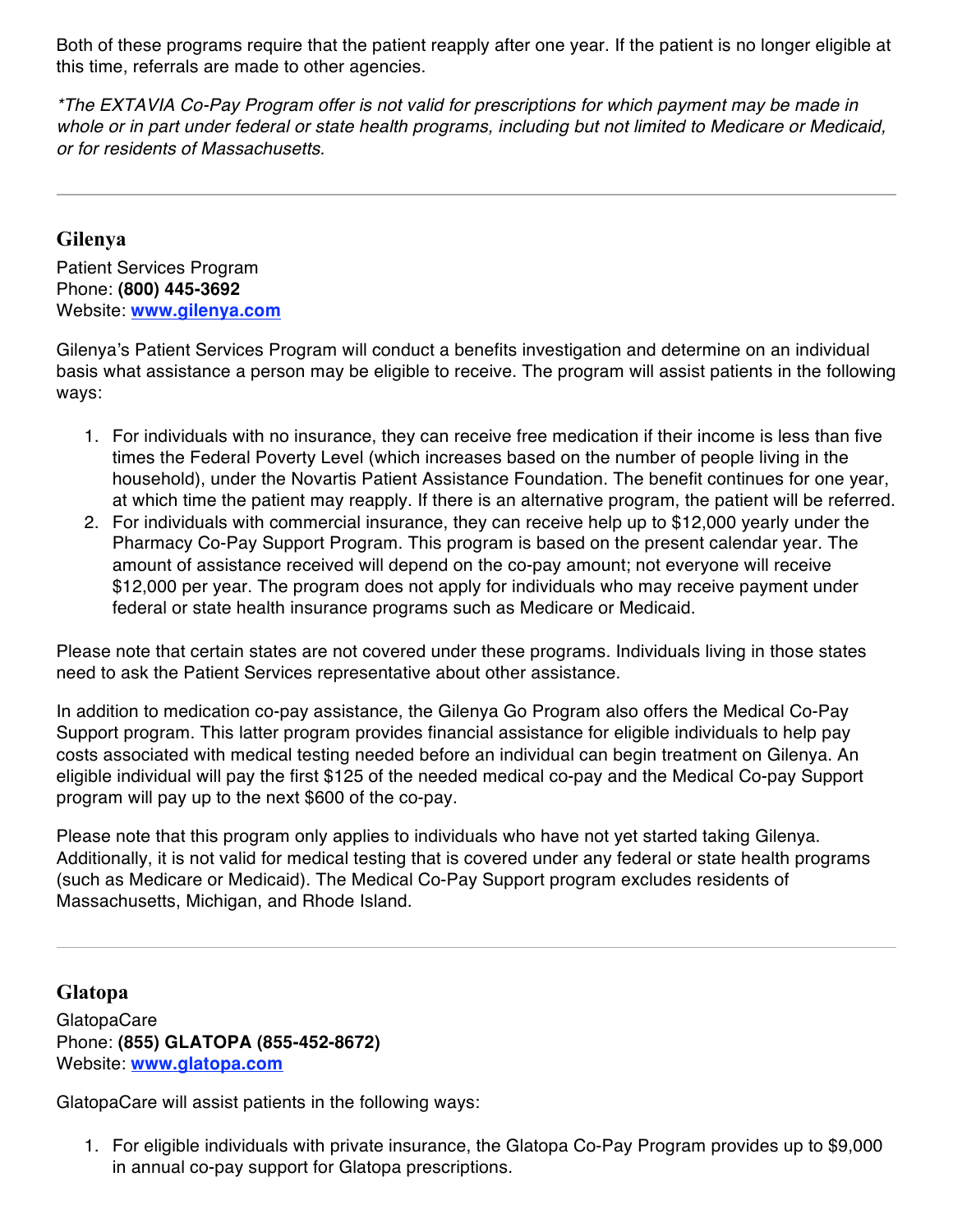Both of these programs require that the patient reapply after one year. If the patient is no longer eligible at this time, referrals are made to other agencies.

*\*The EXTAVIA Co-Pay Program offer is not valid for prescriptions for which payment may be made in whole or in part under federal or state health programs, including but not limited to Medicare or Medicaid, or for residents of Massachusetts.*

---

### Gilenya

Patient Services Program
Phone: **(800) 445-3692**
Website: **[www.gilenya.com](http://www.gilenya.com)**

Gilenya's Patient Services Program will conduct a benefits investigation and determine on an individual basis what assistance a person may be eligible to receive. The program will assist patients in the following ways:

1. For individuals with no insurance, they can receive free medication if their income is less than five times the Federal Poverty Level (which increases based on the number of people living in the household), under the Novartis Patient Assistance Foundation. The benefit continues for one year, at which time the patient may reapply. If there is an alternative program, the patient will be referred.
2. For individuals with commercial insurance, they can receive help up to $12,000 yearly under the Pharmacy Co-Pay Support Program. This program is based on the present calendar year. The amount of assistance received will depend on the co-pay amount; not everyone will receive $12,000 per year. The program does not apply for individuals who may receive payment under federal or state health insurance programs such as Medicare or Medicaid.

Please note that certain states are not covered under these programs. Individuals living in those states need to ask the Patient Services representative about other assistance.

In addition to medication co-pay assistance, the Gilenya Go Program also offers the Medical Co-Pay Support program. This latter program provides financial assistance for eligible individuals to help pay costs associated with medical testing needed before an individual can begin treatment on Gilenya. An eligible individual will pay the first $125 of the needed medical co-pay and the Medical Co-pay Support program will pay up to the next $600 of the co-pay.

Please note that this program only applies to individuals who have not yet started taking Gilenya. Additionally, it is not valid for medical testing that is covered under any federal or state health programs (such as Medicare or Medicaid). The Medical Co-Pay Support program excludes residents of Massachusetts, Michigan, and Rhode Island.

---

### Glatopa

GlatopaCare
Phone: **(855) GLATOPA (855-452-8672)**
Website: **[www.glatopa.com](http://www.glatopa.com)**

GlatopaCare will assist patients in the following ways:

1. For eligible individuals with private insurance, the Glatopa Co-Pay Program provides up to $9,000 in annual co-pay support for Glatopa prescriptions.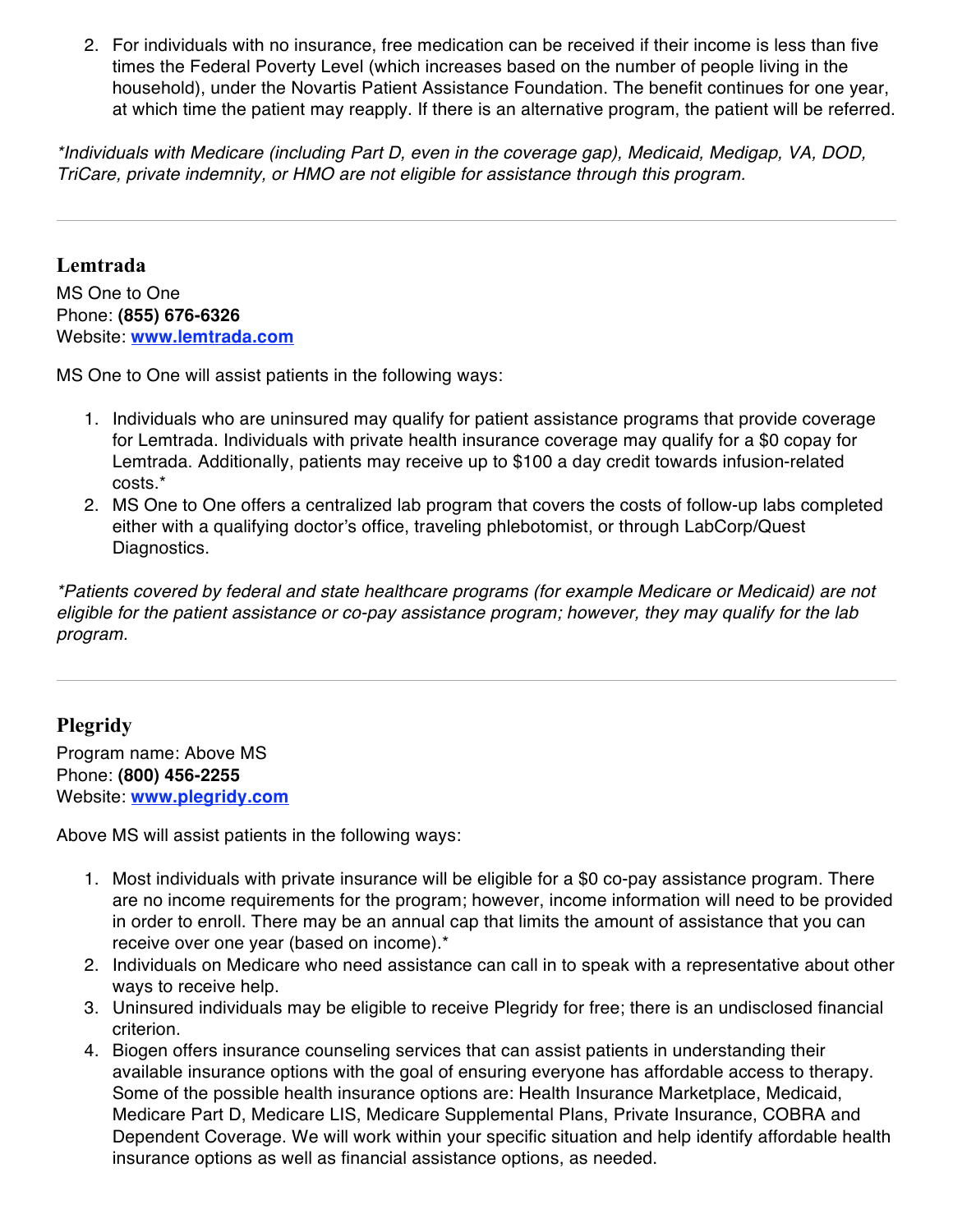2. For individuals with no insurance, free medication can be received if their income is less than five times the Federal Poverty Level (which increases based on the number of people living in the household), under the Novartis Patient Assistance Foundation. The benefit continues for one year, at which time the patient may reapply. If there is an alternative program, the patient will be referred.

*\*Individuals with Medicare (including Part D, even in the coverage gap), Medicaid, Medigap, VA, DOD, TriCare, private indemnity, or HMO are not eligible for assistance through this program.*

---

### Lemtrada

MS One to One
Phone: **(855) 676-6326**
Website: **[www.lemtrada.com](http://www.lemtrada.com)**

MS One to One will assist patients in the following ways:

1. Individuals who are uninsured may qualify for patient assistance programs that provide coverage for Lemtrada. Individuals with private health insurance coverage may qualify for a $0 copay for Lemtrada. Additionally, patients may receive up to $100 a day credit towards infusion-related costs.*
2. MS One to One offers a centralized lab program that covers the costs of follow-up labs completed either with a qualifying doctor's office, traveling phlebotomist, or through LabCorp/Quest Diagnostics.

*\*Patients covered by federal and state healthcare programs (for example Medicare or Medicaid) are not eligible for the patient assistance or co-pay assistance program; however, they may qualify for the lab program.*

---

### Plegridy

Program name: Above MS
Phone: **(800) 456-2255**
Website: **[www.plegridy.com](http://www.plegridy.com)**

Above MS will assist patients in the following ways:

1. Most individuals with private insurance will be eligible for a $0 co-pay assistance program. There are no income requirements for the program; however, income information will need to be provided in order to enroll. There may be an annual cap that limits the amount of assistance that you can receive over one year (based on income).*
2. Individuals on Medicare who need assistance can call in to speak with a representative about other ways to receive help.
3. Uninsured individuals may be eligible to receive Plegridy for free; there is an undisclosed financial criterion.
4. Biogen offers insurance counseling services that can assist patients in understanding their available insurance options with the goal of ensuring everyone has affordable access to therapy. Some of the possible health insurance options are: Health Insurance Marketplace, Medicaid, Medicare Part D, Medicare LIS, Medicare Supplemental Plans, Private Insurance, COBRA and Dependent Coverage. We will work within your specific situation and help identify affordable health insurance options as well as financial assistance options, as needed.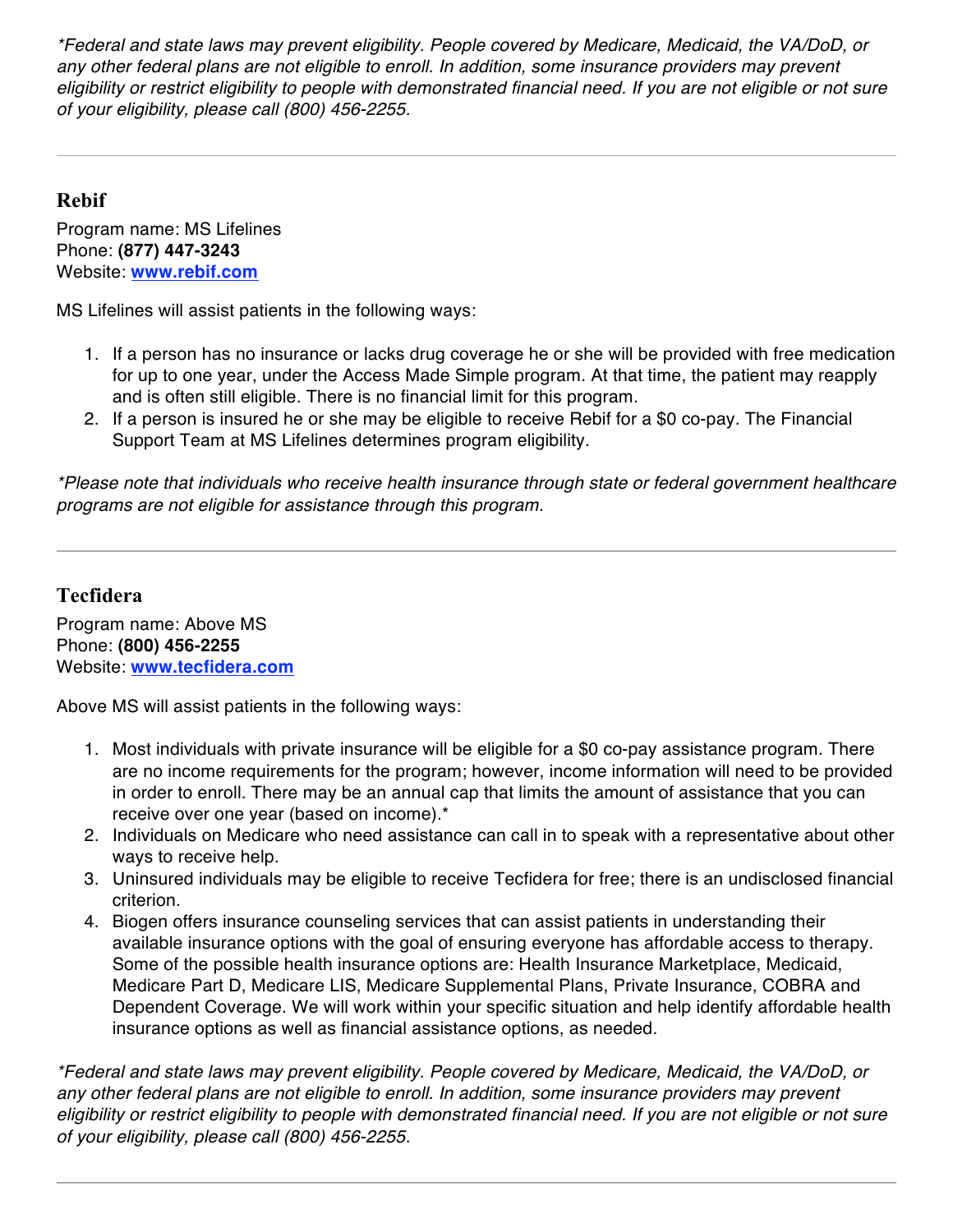*\*Federal and state laws may prevent eligibility. People covered by Medicare, Medicaid, the VA/DoD, or any other federal plans are not eligible to enroll. In addition, some insurance providers may prevent eligibility or restrict eligibility to people with demonstrated financial need. If you are not eligible or not sure of your eligibility, please call (800) 456-2255.*

---

## Rebif

Program name: MS Lifelines
Phone: **(877) 447-3243**
Website: **[www.rebif.com](http://www.rebif.com)**

MS Lifelines will assist patients in the following ways:

1. If a person has no insurance or lacks drug coverage he or she will be provided with free medication for up to one year, under the Access Made Simple program. At that time, the patient may reapply and is often still eligible. There is no financial limit for this program.
2. If a person is insured he or she may be eligible to receive Rebif for a $0 co-pay. The Financial Support Team at MS Lifelines determines program eligibility.

*\*Please note that individuals who receive health insurance through state or federal government healthcare programs are not eligible for assistance through this program.*

---

## Tecfidera

Program name: Above MS
Phone: **(800) 456-2255**
Website: **[www.tecfidera.com](http://www.tecfidera.com)**

Above MS will assist patients in the following ways:

1. Most individuals with private insurance will be eligible for a $0 co-pay assistance program. There are no income requirements for the program; however, income information will need to be provided in order to enroll. There may be an annual cap that limits the amount of assistance that you can receive over one year (based on income).*
2. Individuals on Medicare who need assistance can call in to speak with a representative about other ways to receive help.
3. Uninsured individuals may be eligible to receive Tecfidera for free; there is an undisclosed financial criterion.
4. Biogen offers insurance counseling services that can assist patients in understanding their available insurance options with the goal of ensuring everyone has affordable access to therapy. Some of the possible health insurance options are: Health Insurance Marketplace, Medicaid, Medicare Part D, Medicare LIS, Medicare Supplemental Plans, Private Insurance, COBRA and Dependent Coverage. We will work within your specific situation and help identify affordable health insurance options as well as financial assistance options, as needed.

*\*Federal and state laws may prevent eligibility. People covered by Medicare, Medicaid, the VA/DoD, or any other federal plans are not eligible to enroll. In addition, some insurance providers may prevent eligibility or restrict eligibility to people with demonstrated financial need. If you are not eligible or not sure of your eligibility, please call (800) 456-2255.*

---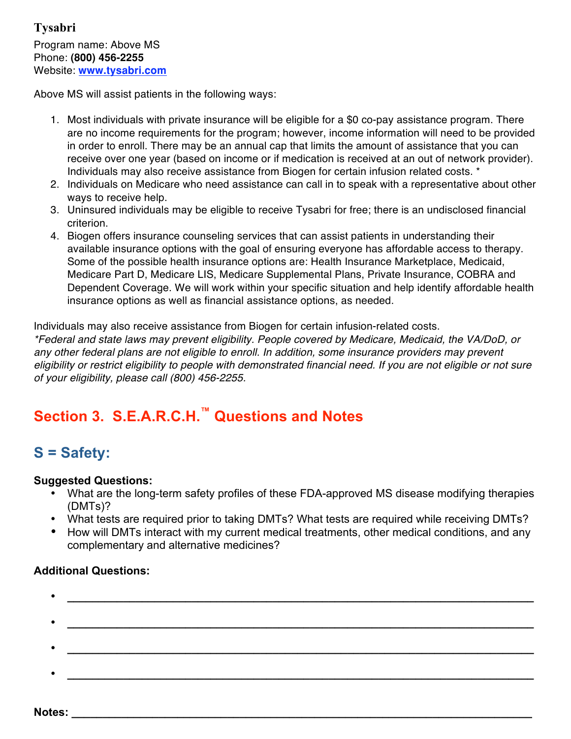### Tysabri

Program name: Above MS
Phone: **(800) 456-2255**
Website: **www.tysabri.com**

Above MS will assist patients in the following ways:

1. Most individuals with private insurance will be eligible for a $0 co-pay assistance program. There are no income requirements for the program; however, income information will need to be provided in order to enroll. There may be an annual cap that limits the amount of assistance that you can receive over one year (based on income or if medication is received at an out of network provider). Individuals may also receive assistance from Biogen for certain infusion related costs. *
2. Individuals on Medicare who need assistance can call in to speak with a representative about other ways to receive help.
3. Uninsured individuals may be eligible to receive Tysabri for free; there is an undisclosed financial criterion.
4. Biogen offers insurance counseling services that can assist patients in understanding their available insurance options with the goal of ensuring everyone has affordable access to therapy. Some of the possible health insurance options are: Health Insurance Marketplace, Medicaid, Medicare Part D, Medicare LIS, Medicare Supplemental Plans, Private Insurance, COBRA and Dependent Coverage. We will work within your specific situation and help identify affordable health insurance options as well as financial assistance options, as needed.

Individuals may also receive assistance from Biogen for certain infusion-related costs.
*\*Federal and state laws may prevent eligibility. People covered by Medicare, Medicaid, the VA/DoD, or any other federal plans are not eligible to enroll. In addition, some insurance providers may prevent eligibility or restrict eligibility to people with demonstrated financial need. If you are not eligible or not sure of your eligibility, please call (800) 456-2255.*

## Section 3. S.E.A.R.C.H.™ Questions and Notes

## S = Safety:

**Suggested Questions:**

- What are the long-term safety profiles of these FDA-approved MS disease modifying therapies (DMTs)?
- What tests are required prior to taking DMTs? What tests are required while receiving DMTs?
- How will DMTs interact with my current medical treatments, other medical conditions, and any complementary and alternative medicines?

**Additional Questions:**

- ______________________________________________________________
- ______________________________________________________________
- ______________________________________________________________
- ______________________________________________________________

**Notes:** ______________________________________________________________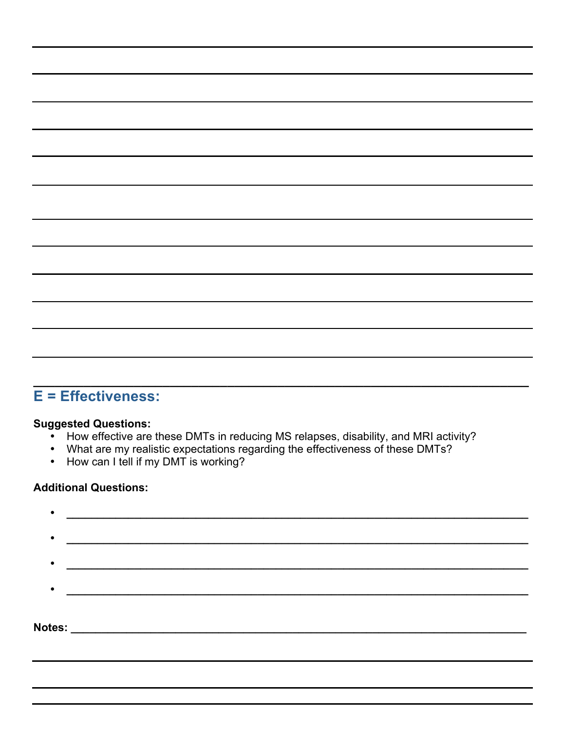## E = Effectiveness:

**Suggested Questions:**

- How effective are these DMTs in reducing MS relapses, disability, and MRI activity?
- What are my realistic expectations regarding the effectiveness of these DMTs?
- How can I tell if my DMT is working?

**Additional Questions:**

- ______________________________________________________________________
- ______________________________________________________________________
- ______________________________________________________________________
- ______________________________________________________________________

**Notes:** ______________________________________________________________________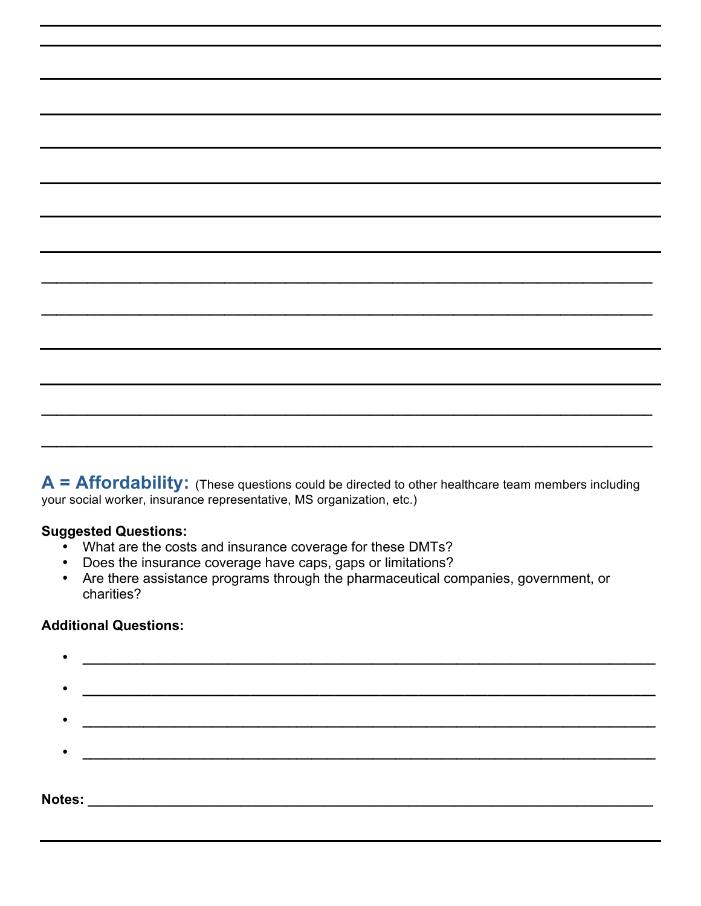## A = Affordability: (These questions could be directed to other healthcare team members including your social worker, insurance representative, MS organization, etc.)

**Suggested Questions:**

- What are the costs and insurance coverage for these DMTs?
- Does the insurance coverage have caps, gaps or limitations?
- Are there assistance programs through the pharmaceutical companies, government, or charities?

**Additional Questions:**

- ______________________________________________
- ______________________________________________
- ______________________________________________
- ______________________________________________

**Notes:** ______________________________________________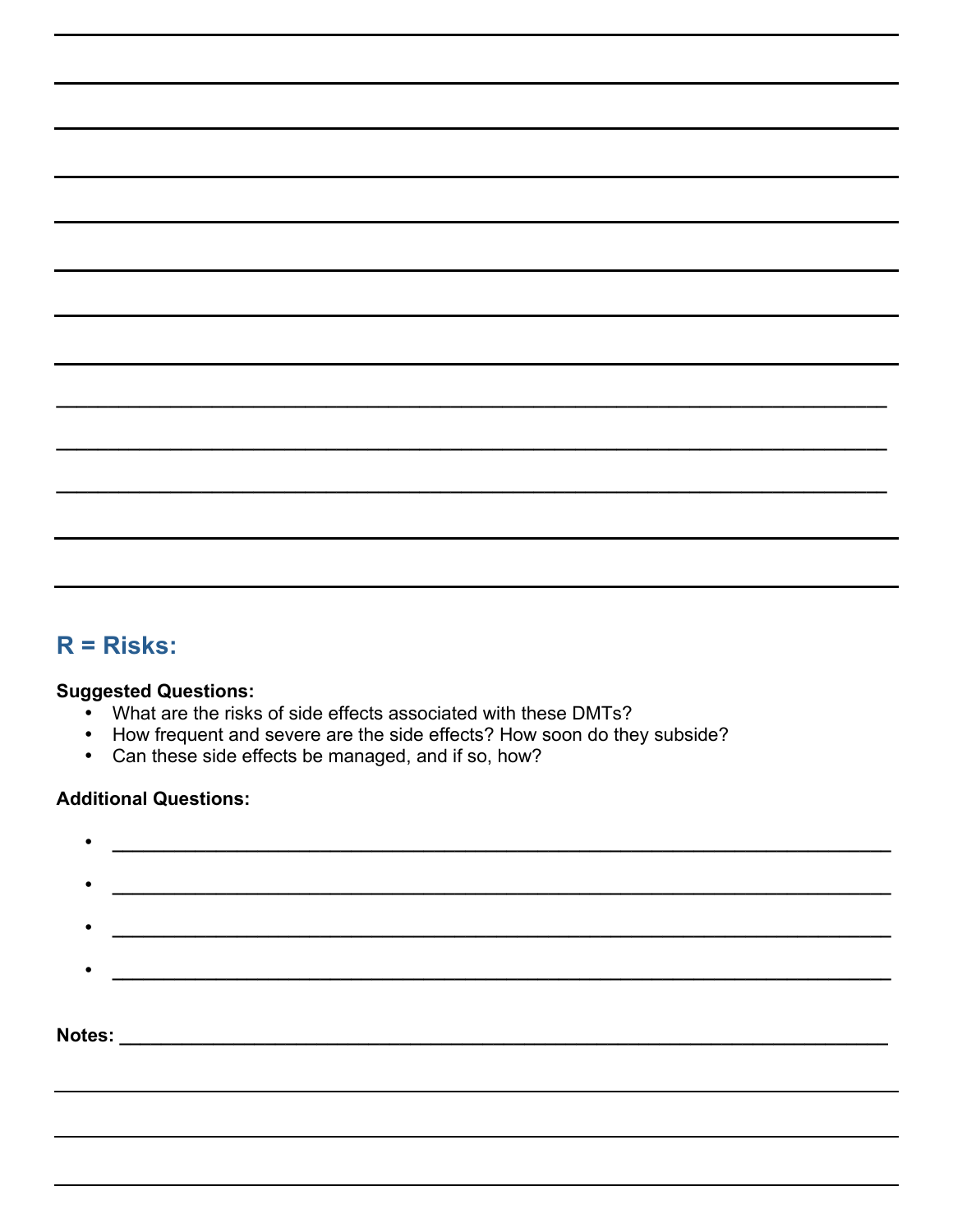## R = Risks:

**Suggested Questions:**

- What are the risks of side effects associated with these DMTs?
- How frequent and severe are the side effects? How soon do they subside?
- Can these side effects be managed, and if so, how?

**Additional Questions:**

- ______________________________________________________________________
- ______________________________________________________________________
- ______________________________________________________________________
- ______________________________________________________________________

**Notes:** ______________________________________________________________________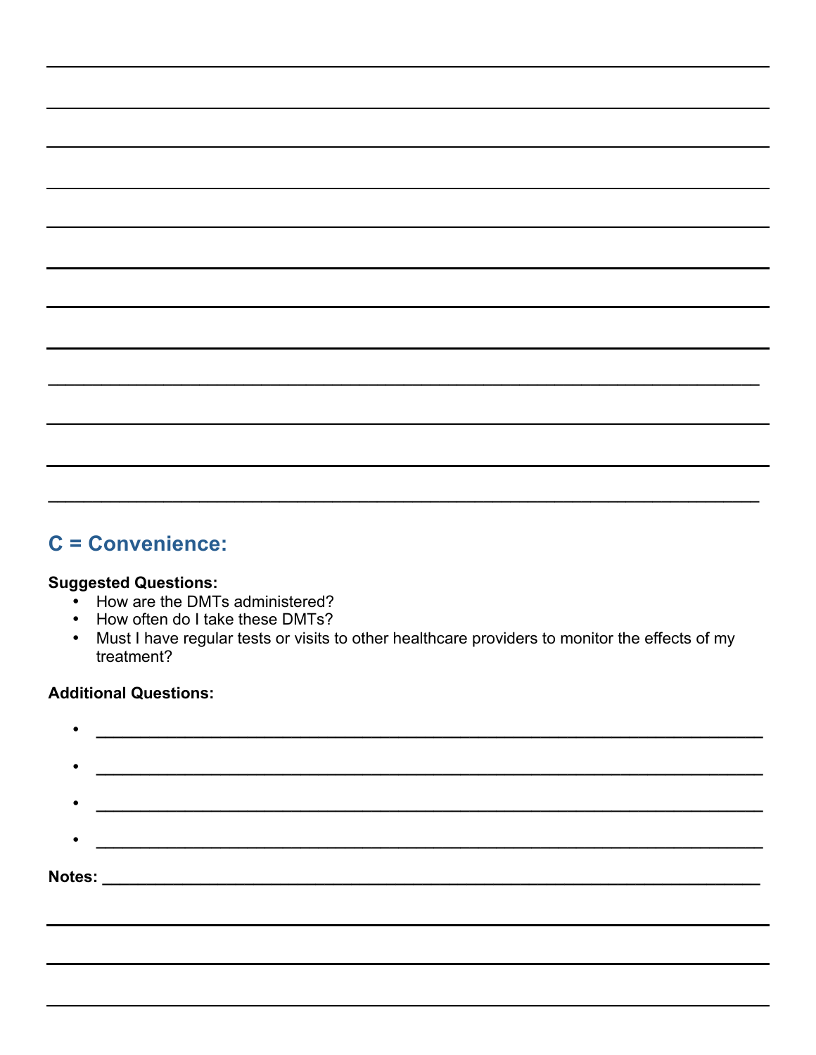## C = Convenience:

**Suggested Questions:**

- How are the DMTs administered?
- How often do I take these DMTs?
- Must I have regular tests or visits to other healthcare providers to monitor the effects of my treatment?

**Additional Questions:**

- ______________________________________________________________________
- ______________________________________________________________________
- ______________________________________________________________________
- ______________________________________________________________________

**Notes:** ______________________________________________________________________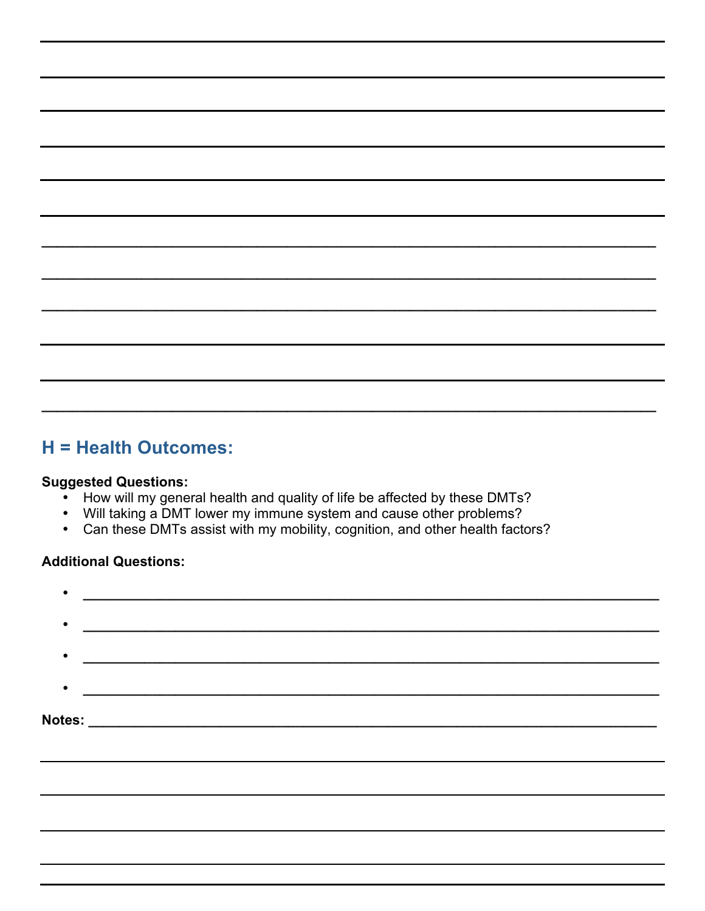## H = Health Outcomes:

**Suggested Questions:**

- How will my general health and quality of life be affected by these DMTs?
- Will taking a DMT lower my immune system and cause other problems?
- Can these DMTs assist with my mobility, cognition, and other health factors?

**Additional Questions:**

- ______________________________________________________________________
- ______________________________________________________________________
- ______________________________________________________________________
- ______________________________________________________________________

**Notes:** ______________________________________________________________________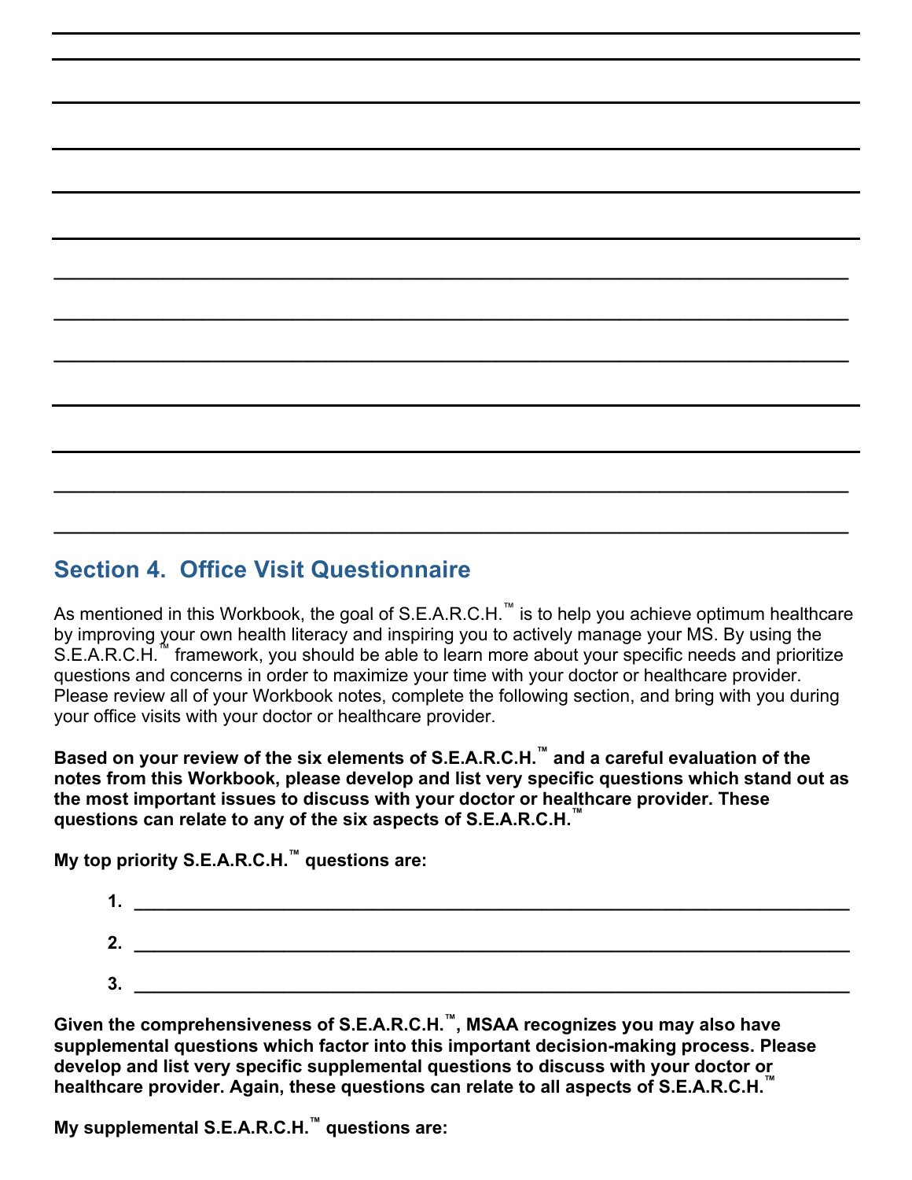## Section 4. Office Visit Questionnaire

As mentioned in this Workbook, the goal of S.E.A.R.C.H.™ is to help you achieve optimum healthcare by improving your own health literacy and inspiring you to actively manage your MS. By using the S.E.A.R.C.H.™ framework, you should be able to learn more about your specific needs and prioritize questions and concerns in order to maximize your time with your doctor or healthcare provider. Please review all of your Workbook notes, complete the following section, and bring with you during your office visits with your doctor or healthcare provider.

**Based on your review of the six elements of S.E.A.R.C.H.™ and a careful evaluation of the notes from this Workbook, please develop and list very specific questions which stand out as the most important issues to discuss with your doctor or healthcare provider. These questions can relate to any of the six aspects of S.E.A.R.C.H.™**

**My top priority S.E.A.R.C.H.™ questions are:**

1. ______________________________________________________________________
2. ______________________________________________________________________
3. ______________________________________________________________________

**Given the comprehensiveness of S.E.A.R.C.H.™, MSAA recognizes you may also have supplemental questions which factor into this important decision-making process. Please develop and list very specific supplemental questions to discuss with your doctor or healthcare provider. Again, these questions can relate to all aspects of S.E.A.R.C.H.™**

**My supplemental S.E.A.R.C.H.™ questions are:**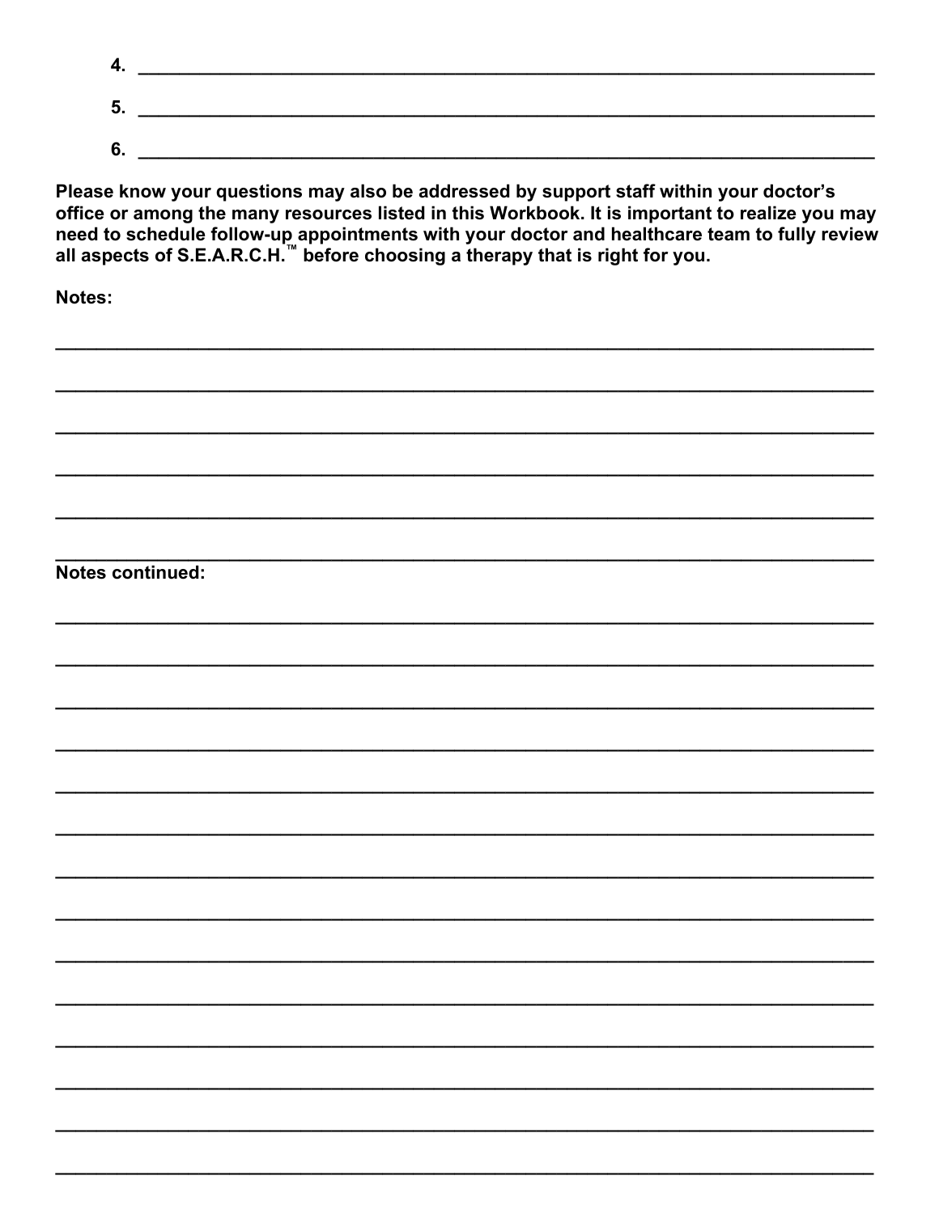4. ______________________________________________________________________

5. ______________________________________________________________________

6. ______________________________________________________________________

**Please know your questions may also be addressed by support staff within your doctor's office or among the many resources listed in this Workbook. It is important to realize you may need to schedule follow-up appointments with your doctor and healthcare team to fully review all aspects of S.E.A.R.C.H.™ before choosing a therapy that is right for you.**

**Notes:**

______________________________________________________________________

______________________________________________________________________

______________________________________________________________________

______________________________________________________________________

______________________________________________________________________

______________________________________________________________________

**Notes continued:**

______________________________________________________________________

______________________________________________________________________

______________________________________________________________________

______________________________________________________________________

______________________________________________________________________

______________________________________________________________________

______________________________________________________________________

______________________________________________________________________

______________________________________________________________________

______________________________________________________________________

______________________________________________________________________

______________________________________________________________________

______________________________________________________________________

______________________________________________________________________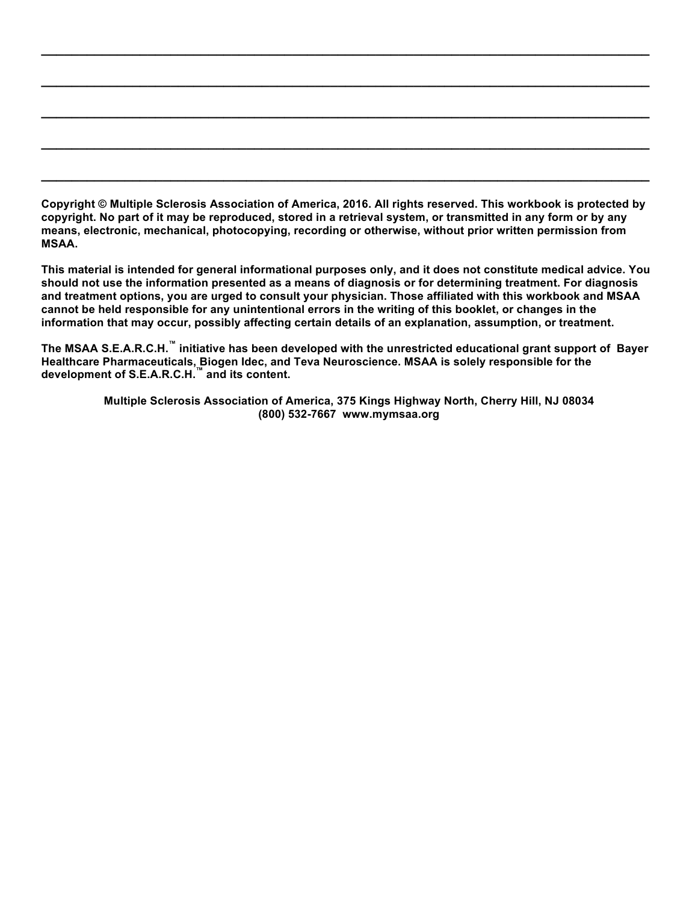\_\_\_\_\_\_\_\_\_\_\_\_\_\_\_\_\_\_\_\_\_\_\_\_\_\_\_\_\_\_\_\_\_\_\_\_\_\_\_\_\_\_\_\_\_\_\_\_\_\_\_\_\_\_\_\_\_\_\_\_\_\_\_\_\_\_\_\_\_\_\_\_\_\_\_\_

\_\_\_\_\_\_\_\_\_\_\_\_\_\_\_\_\_\_\_\_\_\_\_\_\_\_\_\_\_\_\_\_\_\_\_\_\_\_\_\_\_\_\_\_\_\_\_\_\_\_\_\_\_\_\_\_\_\_\_\_\_\_\_\_\_\_\_\_\_\_\_\_\_\_\_\_

\_\_\_\_\_\_\_\_\_\_\_\_\_\_\_\_\_\_\_\_\_\_\_\_\_\_\_\_\_\_\_\_\_\_\_\_\_\_\_\_\_\_\_\_\_\_\_\_\_\_\_\_\_\_\_\_\_\_\_\_\_\_\_\_\_\_\_\_\_\_\_\_\_\_\_\_

\_\_\_\_\_\_\_\_\_\_\_\_\_\_\_\_\_\_\_\_\_\_\_\_\_\_\_\_\_\_\_\_\_\_\_\_\_\_\_\_\_\_\_\_\_\_\_\_\_\_\_\_\_\_\_\_\_\_\_\_\_\_\_\_\_\_\_\_\_\_\_\_\_\_\_\_

\_\_\_\_\_\_\_\_\_\_\_\_\_\_\_\_\_\_\_\_\_\_\_\_\_\_\_\_\_\_\_\_\_\_\_\_\_\_\_\_\_\_\_\_\_\_\_\_\_\_\_\_\_\_\_\_\_\_\_\_\_\_\_\_\_\_\_\_\_\_\_\_\_\_\_\_

**Copyright © Multiple Sclerosis Association of America, 2016. All rights reserved. This workbook is protected by copyright. No part of it may be reproduced, stored in a retrieval system, or transmitted in any form or by any means, electronic, mechanical, photocopying, recording or otherwise, without prior written permission from MSAA.**

**This material is intended for general informational purposes only, and it does not constitute medical advice. You should not use the information presented as a means of diagnosis or for determining treatment. For diagnosis and treatment options, you are urged to consult your physician. Those affiliated with this workbook and MSAA cannot be held responsible for any unintentional errors in the writing of this booklet, or changes in the information that may occur, possibly affecting certain details of an explanation, assumption, or treatment.**

**The MSAA S.E.A.R.C.H.™ initiative has been developed with the unrestricted educational grant support of Bayer Healthcare Pharmaceuticals, Biogen Idec, and Teva Neuroscience. MSAA is solely responsible for the development of S.E.A.R.C.H.™ and its content.**

**Multiple Sclerosis Association of America, 375 Kings Highway North, Cherry Hill, NJ 08034**
**(800) 532-7667 www.mymsaa.org**